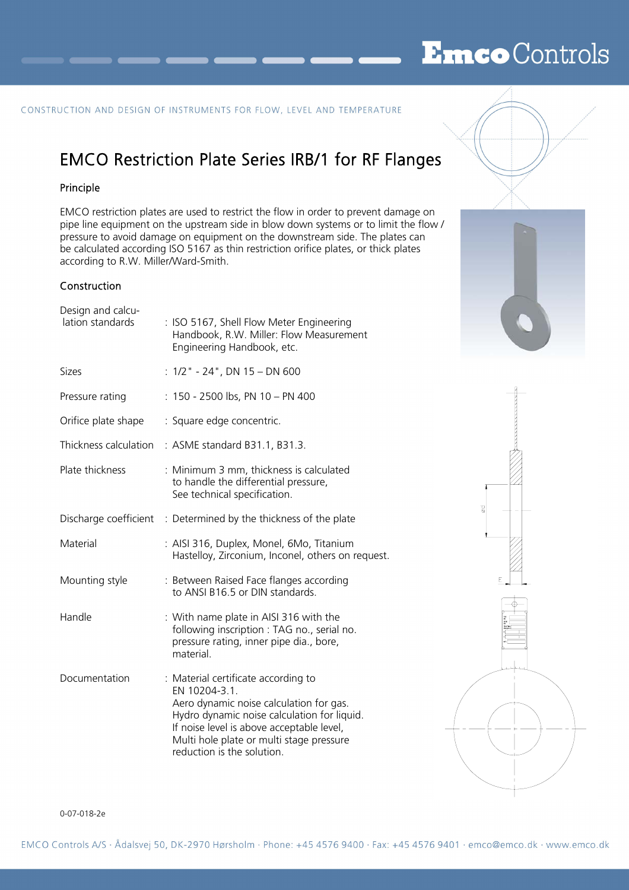CONSTRUCTION AND DESIGN OF INSTRUMENTS FOR FLOW, LEVEL AND TEMPERATURE

# EMCO Restriction Plate Series IRB/1 for RF Flanges

## Principle

EMCO restriction plates are used to restrict the flow in order to prevent damage on pipe line equipment on the upstream side in blow down systems or to limit the flow / pressure to avoid damage on equipment on the downstream side. The plates can be calculated according ISO 5167 as thin restriction orifice plates, or thick plates according to R.W. Miller/Ward-Smith.

## Construction

| | |
|---|---|
| Design and calculation standards | : ISO 5167, Shell Flow Meter Engineering Handbook, R.W. Miller: Flow Measurement Engineering Handbook, etc. |
| Sizes | : 1/2" - 24", DN 15 – DN 600 |
| Pressure rating | : 150 - 2500 lbs, PN 10 – PN 400 |
| Orifice plate shape | : Square edge concentric. |
| Thickness calculation | : ASME standard B31.1, B31.3. |
| Plate thickness | : Minimum 3 mm, thickness is calculated to handle the differential pressure, See technical specification. |
| Discharge coefficient | : Determined by the thickness of the plate |
| Material | : AISI 316, Duplex, Monel, 6Mo, Titanium Hastelloy, Zirconium, Inconel, others on request. |
| Mounting style | : Between Raised Face flanges according to ANSI B16.5 or DIN standards. |
| Handle | : With name plate in AISI 316 with the following inscription : TAG no., serial no. pressure rating, inner pipe dia., bore, material. |
| Documentation | : Material certificate according to EN 10204-3.1. Aero dynamic noise calculation for gas. Hydro dynamic noise calculation for liquid. If noise level is above acceptable level, Multi hole plate or multi stage pressure reduction is the solution. |

0-07-018-2e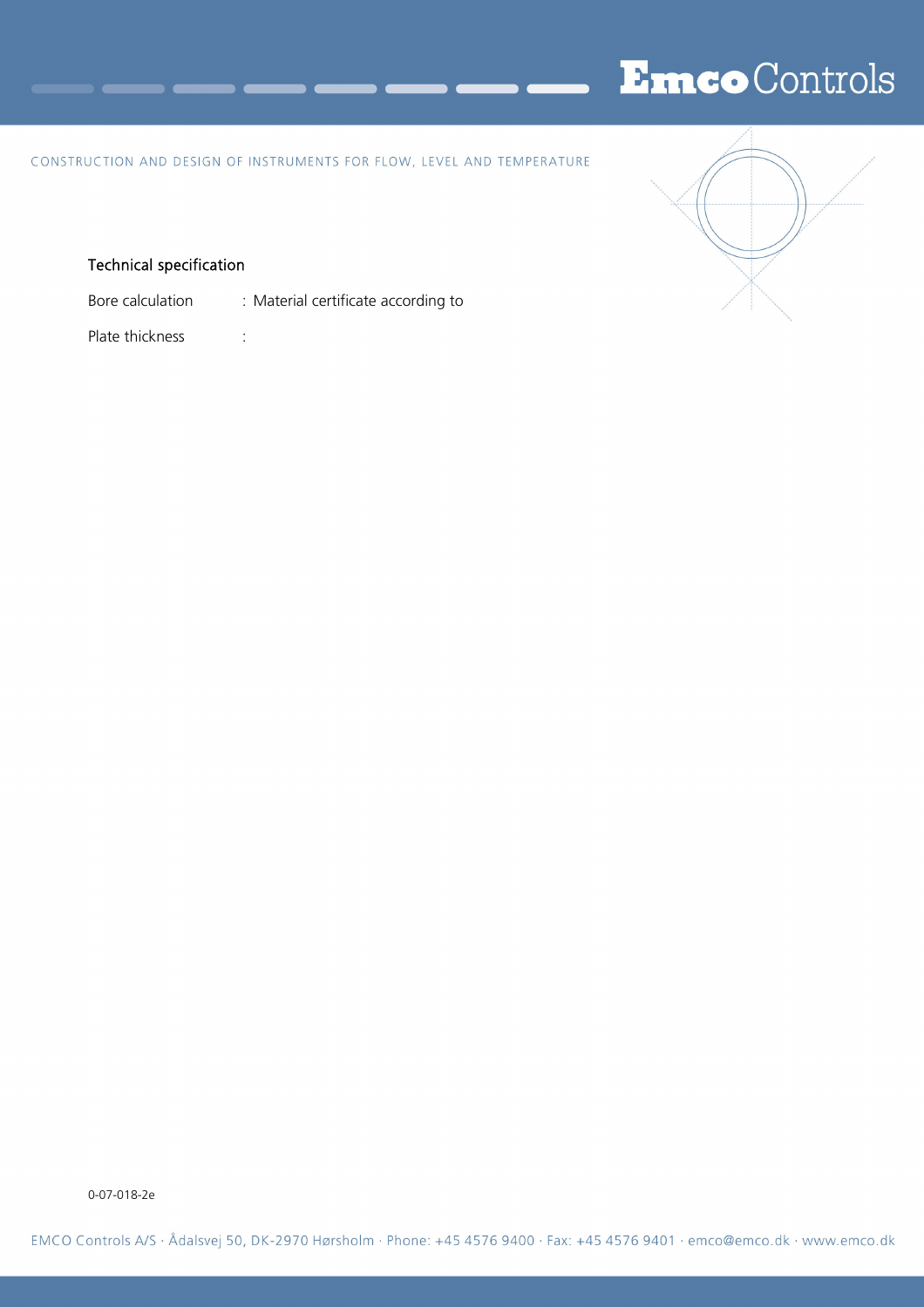Technical specification

Bore calculation : Material certificate according to

Plate thickness :

0-07-018-2e